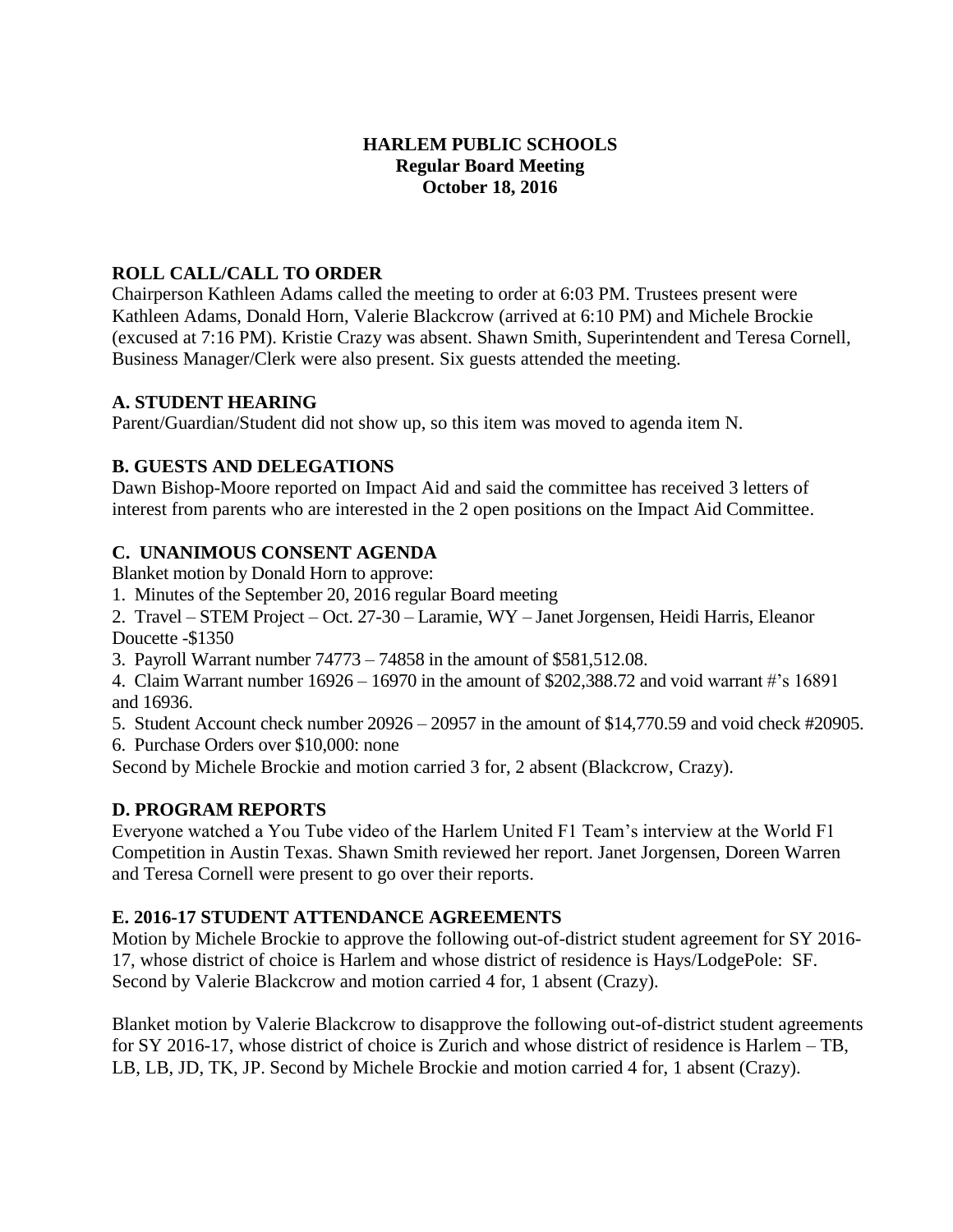# HARLEM PUBLIC SCHOOLS
## Regular Board Meeting
## October 18, 2016

### ROLL CALL/CALL TO ORDER

Chairperson Kathleen Adams called the meeting to order at 6:03 PM. Trustees present were Kathleen Adams, Donald Horn, Valerie Blackcrow (arrived at 6:10 PM) and Michele Brockie (excused at 7:16 PM). Kristie Crazy was absent. Shawn Smith, Superintendent and Teresa Cornell, Business Manager/Clerk were also present. Six guests attended the meeting.

### A. STUDENT HEARING

Parent/Guardian/Student did not show up, so this item was moved to agenda item N.

### B. GUESTS AND DELEGATIONS

Dawn Bishop-Moore reported on Impact Aid and said the committee has received 3 letters of interest from parents who are interested in the 2 open positions on the Impact Aid Committee.

### C. UNANIMOUS CONSENT AGENDA

Blanket motion by Donald Horn to approve:

1. Minutes of the September 20, 2016 regular Board meeting
2. Travel – STEM Project – Oct. 27-30 – Laramie, WY – Janet Jorgensen, Heidi Harris, Eleanor Doucette -$1350
3. Payroll Warrant number 74773 – 74858 in the amount of $581,512.08.
4. Claim Warrant number 16926 – 16970 in the amount of $202,388.72 and void warrant #'s 16891 and 16936.
5. Student Account check number 20926 – 20957 in the amount of $14,770.59 and void check #20905.
6. Purchase Orders over $10,000: none

Second by Michele Brockie and motion carried 3 for, 2 absent (Blackcrow, Crazy).

### D. PROGRAM REPORTS

Everyone watched a You Tube video of the Harlem United F1 Team's interview at the World F1 Competition in Austin Texas. Shawn Smith reviewed her report. Janet Jorgensen, Doreen Warren and Teresa Cornell were present to go over their reports.

### E. 2016-17 STUDENT ATTENDANCE AGREEMENTS

Motion by Michele Brockie to approve the following out-of-district student agreement for SY 2016-17, whose district of choice is Harlem and whose district of residence is Hays/LodgePole: SF. Second by Valerie Blackcrow and motion carried 4 for, 1 absent (Crazy).

Blanket motion by Valerie Blackcrow to disapprove the following out-of-district student agreements for SY 2016-17, whose district of choice is Zurich and whose district of residence is Harlem – TB, LB, LB, JD, TK, JP. Second by Michele Brockie and motion carried 4 for, 1 absent (Crazy).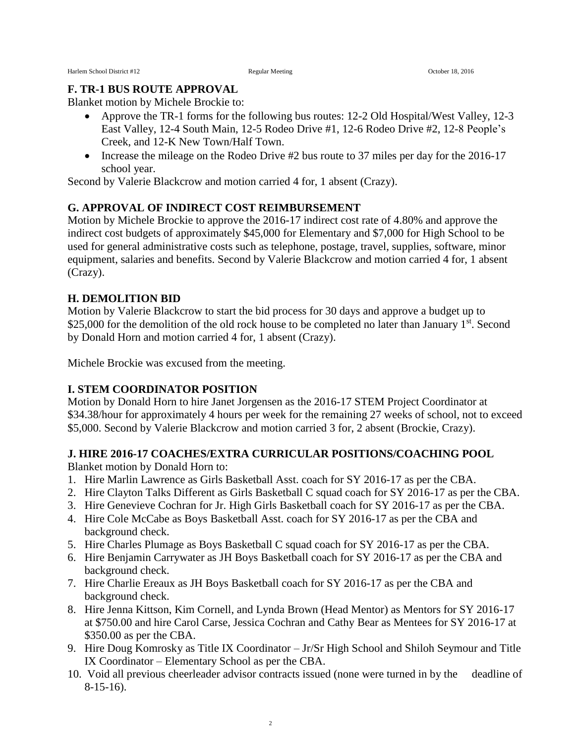## F. TR-1 BUS ROUTE APPROVAL

Blanket motion by Michele Brockie to:

- Approve the TR-1 forms for the following bus routes: 12-2 Old Hospital/West Valley, 12-3 East Valley, 12-4 South Main, 12-5 Rodeo Drive #1, 12-6 Rodeo Drive #2, 12-8 People's Creek, and 12-K New Town/Half Town.
- Increase the mileage on the Rodeo Drive #2 bus route to 37 miles per day for the 2016-17 school year.

Second by Valerie Blackcrow and motion carried 4 for, 1 absent (Crazy).

## G. APPROVAL OF INDIRECT COST REIMBURSEMENT

Motion by Michele Brockie to approve the 2016-17 indirect cost rate of 4.80% and approve the indirect cost budgets of approximately $45,000 for Elementary and $7,000 for High School to be used for general administrative costs such as telephone, postage, travel, supplies, software, minor equipment, salaries and benefits. Second by Valerie Blackcrow and motion carried 4 for, 1 absent (Crazy).

## H. DEMOLITION BID

Motion by Valerie Blackcrow to start the bid process for 30 days and approve a budget up to $25,000 for the demolition of the old rock house to be completed no later than January 1st. Second by Donald Horn and motion carried 4 for, 1 absent (Crazy).

Michele Brockie was excused from the meeting.

## I. STEM COORDINATOR POSITION

Motion by Donald Horn to hire Janet Jorgensen as the 2016-17 STEM Project Coordinator at $34.38/hour for approximately 4 hours per week for the remaining 27 weeks of school, not to exceed $5,000. Second by Valerie Blackcrow and motion carried 3 for, 2 absent (Brockie, Crazy).

## J. HIRE 2016-17 COACHES/EXTRA CURRICULAR POSITIONS/COACHING POOL

Blanket motion by Donald Horn to:

1. Hire Marlin Lawrence as Girls Basketball Asst. coach for SY 2016-17 as per the CBA.
2. Hire Clayton Talks Different as Girls Basketball C squad coach for SY 2016-17 as per the CBA.
3. Hire Genevieve Cochran for Jr. High Girls Basketball coach for SY 2016-17 as per the CBA.
4. Hire Cole McCabe as Boys Basketball Asst. coach for SY 2016-17 as per the CBA and background check.
5. Hire Charles Plumage as Boys Basketball C squad coach for SY 2016-17 as per the CBA.
6. Hire Benjamin Carrywater as JH Boys Basketball coach for SY 2016-17 as per the CBA and background check.
7. Hire Charlie Ereaux as JH Boys Basketball coach for SY 2016-17 as per the CBA and background check.
8. Hire Jenna Kittson, Kim Cornell, and Lynda Brown (Head Mentor) as Mentors for SY 2016-17 at $750.00 and hire Carol Carse, Jessica Cochran and Cathy Bear as Mentees for SY 2016-17 at $350.00 as per the CBA.
9. Hire Doug Komrosky as Title IX Coordinator – Jr/Sr High School and Shiloh Seymour and Title IX Coordinator – Elementary School as per the CBA.
10. Void all previous cheerleader advisor contracts issued (none were turned in by the deadline of 8-15-16).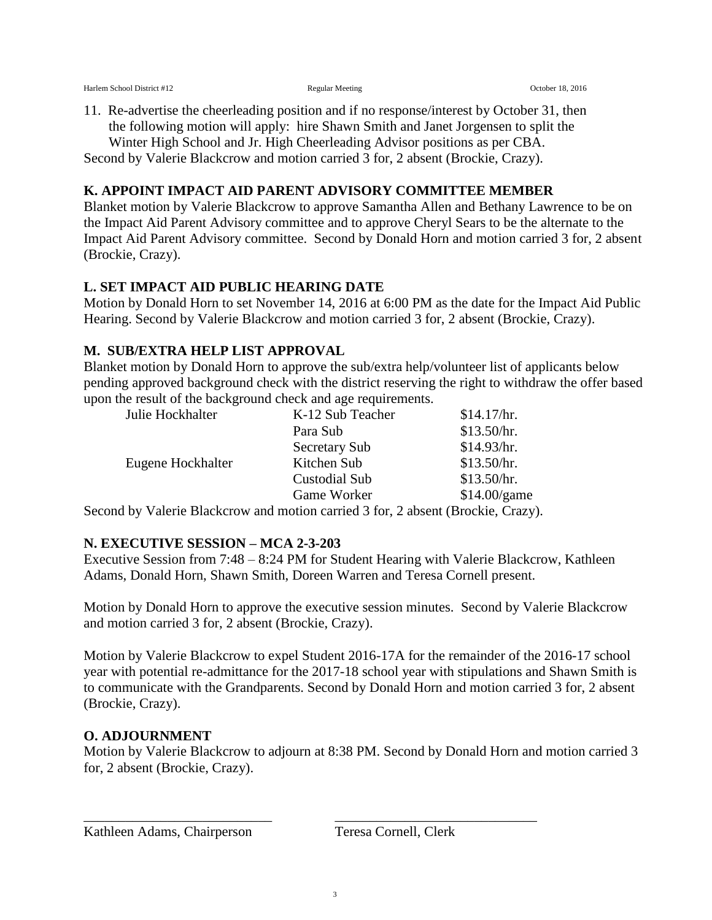11. Re-advertise the cheerleading position and if no response/interest by October 31, then the following motion will apply: hire Shawn Smith and Janet Jorgensen to split the Winter High School and Jr. High Cheerleading Advisor positions as per CBA.

Second by Valerie Blackcrow and motion carried 3 for, 2 absent (Brockie, Crazy).

### K. APPOINT IMPACT AID PARENT ADVISORY COMMITTEE MEMBER

Blanket motion by Valerie Blackcrow to approve Samantha Allen and Bethany Lawrence to be on the Impact Aid Parent Advisory committee and to approve Cheryl Sears to be the alternate to the Impact Aid Parent Advisory committee. Second by Donald Horn and motion carried 3 for, 2 absent (Brockie, Crazy).

### L. SET IMPACT AID PUBLIC HEARING DATE

Motion by Donald Horn to set November 14, 2016 at 6:00 PM as the date for the Impact Aid Public Hearing. Second by Valerie Blackcrow and motion carried 3 for, 2 absent (Brockie, Crazy).

### M. SUB/EXTRA HELP LIST APPROVAL

Blanket motion by Donald Horn to approve the sub/extra help/volunteer list of applicants below pending approved background check with the district reserving the right to withdraw the offer based upon the result of the background check and age requirements.

| | | |
|---|---|---|
| Julie Hockhalter | K-12 Sub Teacher | $14.17/hr. |
| | Para Sub | $13.50/hr. |
| | Secretary Sub | $14.93/hr. |
| Eugene Hockhalter | Kitchen Sub | $13.50/hr. |
| | Custodial Sub | $13.50/hr. |
| | Game Worker | $14.00/game |

Second by Valerie Blackcrow and motion carried 3 for, 2 absent (Brockie, Crazy).

### N. EXECUTIVE SESSION – MCA 2-3-203

Executive Session from 7:48 – 8:24 PM for Student Hearing with Valerie Blackcrow, Kathleen Adams, Donald Horn, Shawn Smith, Doreen Warren and Teresa Cornell present.

Motion by Donald Horn to approve the executive session minutes. Second by Valerie Blackcrow and motion carried 3 for, 2 absent (Brockie, Crazy).

Motion by Valerie Blackcrow to expel Student 2016-17A for the remainder of the 2016-17 school year with potential re-admittance for the 2017-18 school year with stipulations and Shawn Smith is to communicate with the Grandparents. Second by Donald Horn and motion carried 3 for, 2 absent (Brockie, Crazy).

### O. ADJOURNMENT

Motion by Valerie Blackcrow to adjourn at 8:38 PM. Second by Donald Horn and motion carried 3 for, 2 absent (Brockie, Crazy).

\_\_\_\_\_\_\_\_\_\_\_\_\_\_\_\_\_\_\_\_\_\_\_\_\_\_\_\_ \_\_\_\_\_\_\_\_\_\_\_\_\_\_\_\_\_\_\_\_\_\_\_\_\_\_\_\_

Kathleen Adams, Chairperson Teresa Cornell, Clerk